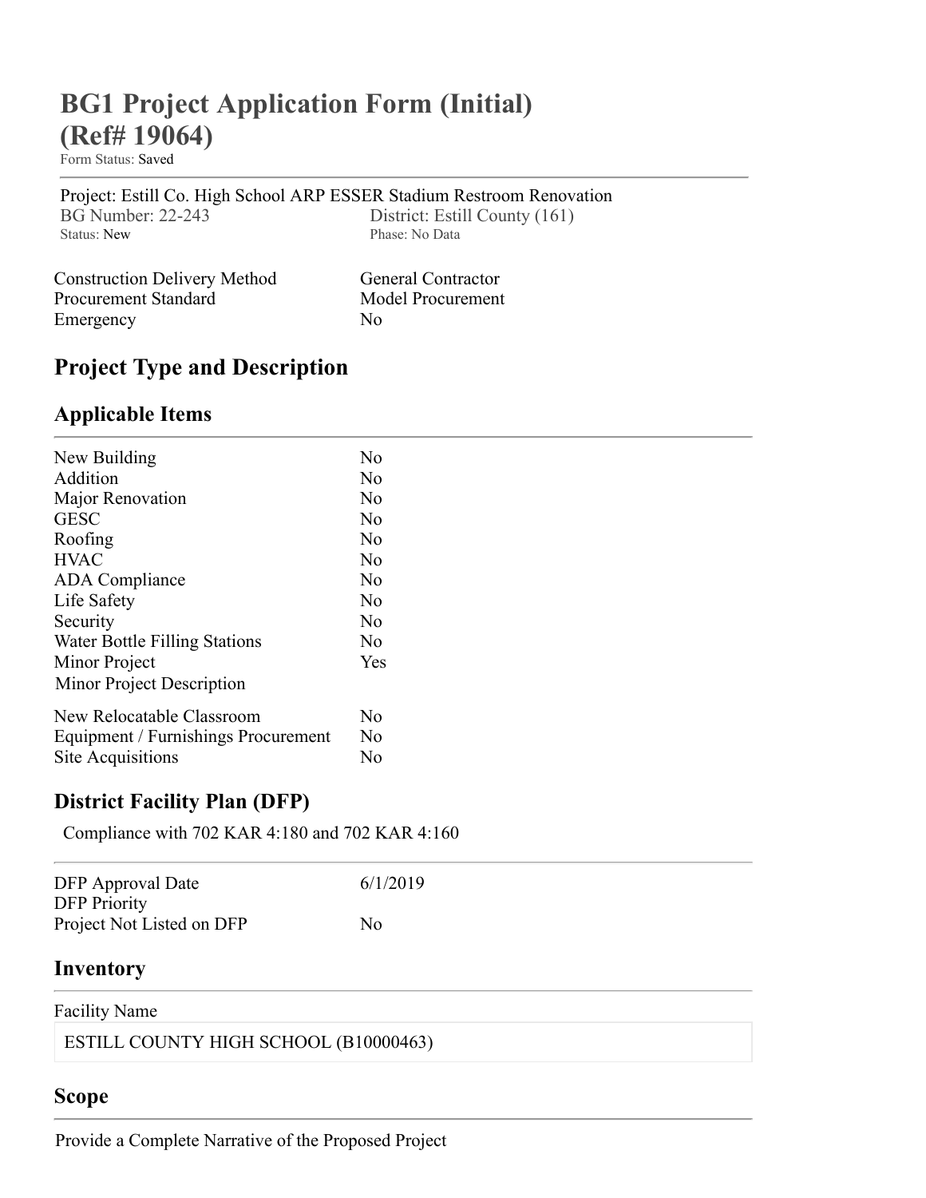# BG1 Project Application Form (Initial) (Ref# 19064)

Form Status: Saved

Project: Estill Co. High School ARP ESSER Stadium Restroom Renovation

| | |
|---|---|
| BG Number: 22-243 | District: Estill County (161) |
| Status: New | Phase: No Data |

| | |
|---|---|
| Construction Delivery Method | General Contractor |
| Procurement Standard | Model Procurement |
| Emergency | No |

## Project Type and Description

### Applicable Items

| | |
|---|---|
| New Building | No |
| Addition | No |
| Major Renovation | No |
| GESC | No |
| Roofing | No |
| HVAC | No |
| ADA Compliance | No |
| Life Safety | No |
| Security | No |
| Water Bottle Filling Stations | No |
| Minor Project | Yes |
| Minor Project Description | |
| New Relocatable Classroom | No |
| Equipment / Furnishings Procurement | No |
| Site Acquisitions | No |

### District Facility Plan (DFP)

Compliance with 702 KAR 4:180 and 702 KAR 4:160

| | |
|---|---|
| DFP Approval Date | 6/1/2019 |
| DFP Priority | |
| Project Not Listed on DFP | No |

### Inventory

Facility Name

ESTILL COUNTY HIGH SCHOOL (B10000463)

### Scope

Provide a Complete Narrative of the Proposed Project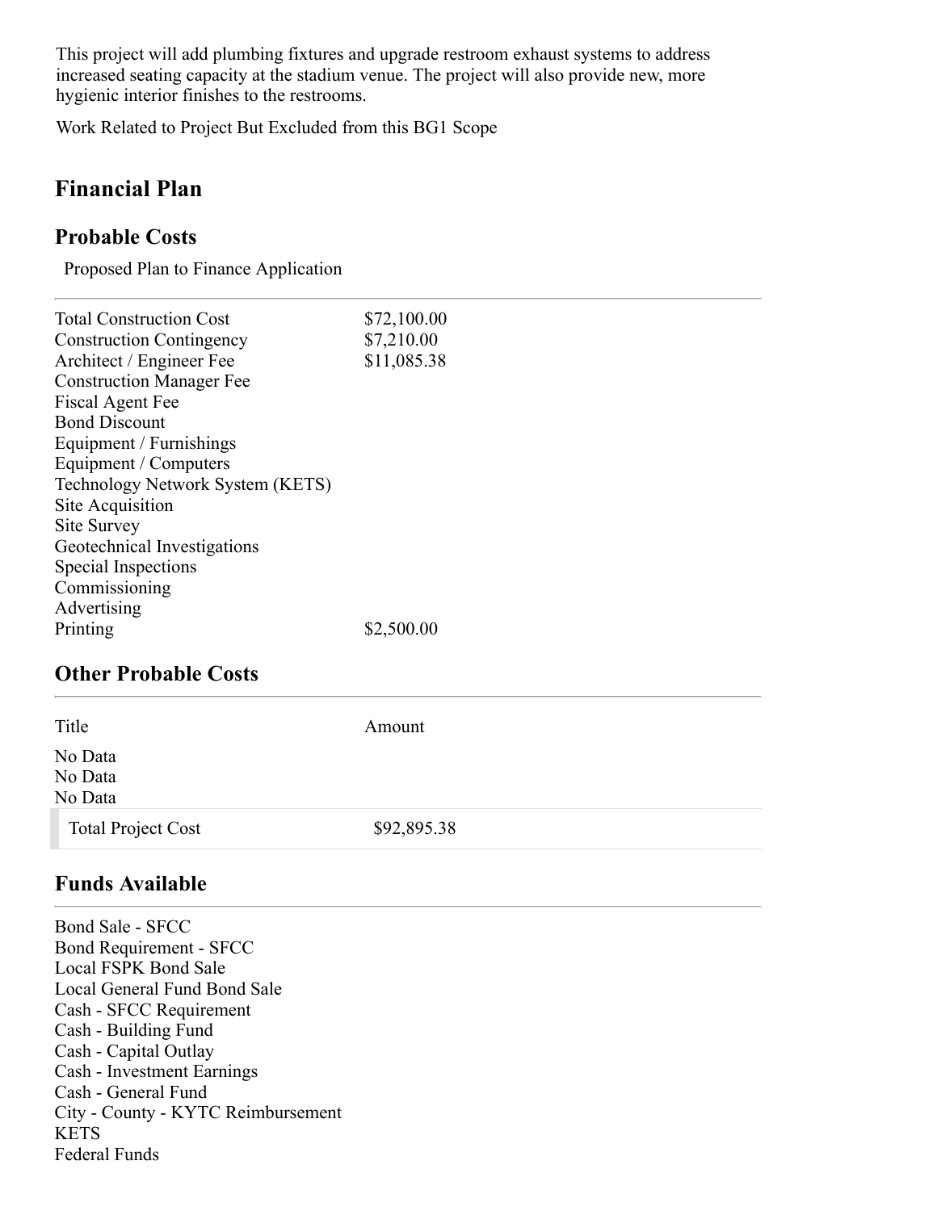This project will add plumbing fixtures and upgrade restroom exhaust systems to address increased seating capacity at the stadium venue. The project will also provide new, more hygienic interior finishes to the restrooms.

Work Related to Project But Excluded from this BG1 Scope

## Financial Plan

### Probable Costs

Proposed Plan to Finance Application

| | |
|---|---|
| Total Construction Cost | $72,100.00 |
| Construction Contingency | $7,210.00 |
| Architect / Engineer Fee | $11,085.38 |
| Construction Manager Fee | |
| Fiscal Agent Fee | |
| Bond Discount | |
| Equipment / Furnishings | |
| Equipment / Computers | |
| Technology Network System (KETS) | |
| Site Acquisition | |
| Site Survey | |
| Geotechnical Investigations | |
| Special Inspections | |
| Commissioning | |
| Advertising | |
| Printing | $2,500.00 |

### Other Probable Costs

| Title | Amount |
|---|---|
| No Data | |
| No Data | |
| No Data | |
| Total Project Cost | $92,895.38 |

### Funds Available

Bond Sale - SFCC
Bond Requirement - SFCC
Local FSPK Bond Sale
Local General Fund Bond Sale
Cash - SFCC Requirement
Cash - Building Fund
Cash - Capital Outlay
Cash - Investment Earnings
Cash - General Fund
City - County - KYTC Reimbursement
KETS
Federal Funds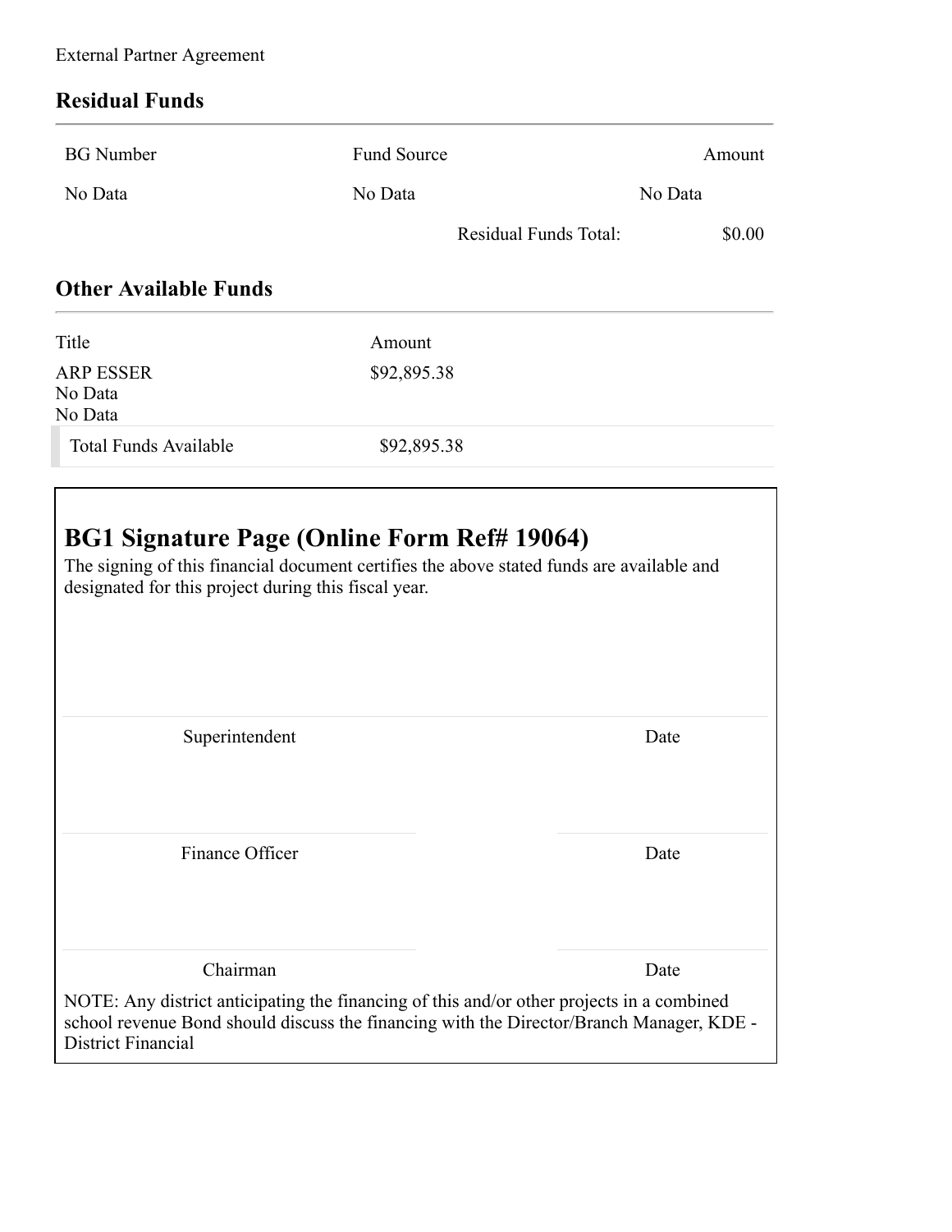External Partner Agreement

## Residual Funds

| BG Number | Fund Source | Amount |
| --- | --- | --- |
| No Data | No Data | No Data |
| | Residual Funds Total: | $0.00 |

## Other Available Funds

| Title | Amount |
| --- | --- |
| ARP ESSER | $92,895.38 |
| No Data | |
| No Data | |
| Total Funds Available | $92,895.38 |

## BG1 Signature Page (Online Form Ref# 19064)

The signing of this financial document certifies the above stated funds are available and designated for this project during this fiscal year.

| | |
| --- | --- |
| Superintendent | Date |
| Finance Officer | Date |
| Chairman | Date |

NOTE: Any district anticipating the financing of this and/or other projects in a combined school revenue Bond should discuss the financing with the Director/Branch Manager, KDE - District Financial